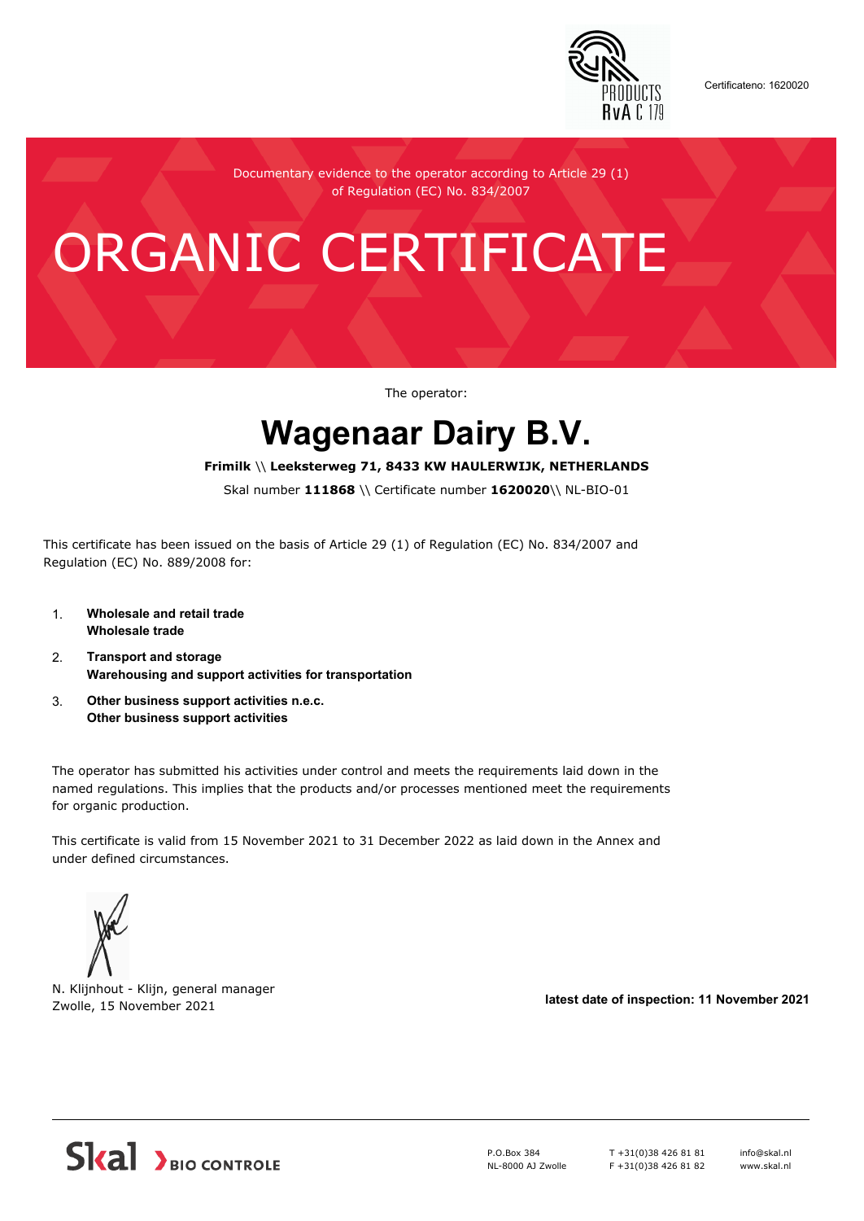Certificateno: 1620020

Documentary evidence to the operator according to Article 29 (1) of Regulation (EC) No. 834/2007

# ORGANIC CERTIFICATE

The operator:

## Wagenaar Dairy B.V.

**Frimilk** \\ **Leeksterweg 71, 8433 KW HAULERWIJK, NETHERLANDS**

Skal number **111868** \\ Certificate number **1620020**\\ NL-BIO-01

This certificate has been issued on the basis of Article 29 (1) of Regulation (EC) No. 834/2007 and Regulation (EC) No. 889/2008 for:

1. **Wholesale and retail trade**
   **Wholesale trade**
2. **Transport and storage**
   **Warehousing and support activities for transportation**
3. **Other business support activities n.e.c.**
   **Other business support activities**

The operator has submitted his activities under control and meets the requirements laid down in the named regulations. This implies that the products and/or processes mentioned meet the requirements for organic production.

This certificate is valid from 15 November 2021 to 31 December 2022 as laid down in the Annex and under defined circumstances.

N. Klijnhout - Klijn, general manager
Zwolle, 15 November 2021

**latest date of inspection: 11 November 2021**

Skal BIO CONTROLE

P.O.Box 384
NL-8000 AJ Zwolle

T +31(0)38 426 81 81
F +31(0)38 426 81 82

info@skal.nl
www.skal.nl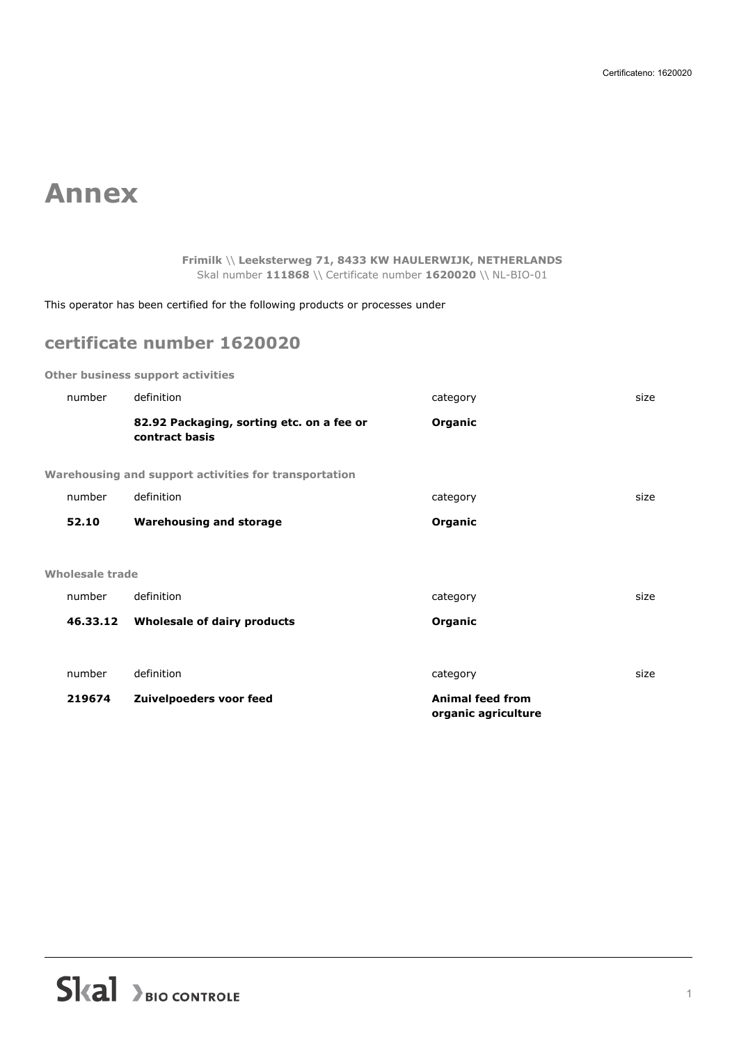# Annex

**Frimilk** \\ **Leeksterweg 71, 8433 KW HAULERWIJK, NETHERLANDS**
Skal number **111868** \\ Certificate number **1620020** \\ NL-BIO-01

This operator has been certified for the following products or processes under

## certificate number 1620020

### Other business support activities

| number | definition | category | size |
|---|---|---|---|
| | **82.92 Packaging, sorting etc. on a fee or contract basis** | **Organic** | |

### Warehousing and support activities for transportation

| number | definition | category | size |
|---|---|---|---|
| **52.10** | **Warehousing and storage** | **Organic** | |

### Wholesale trade

| number | definition | category | size |
|---|---|---|---|
| **46.33.12** | **Wholesale of dairy products** | **Organic** | |

| number | definition | category | size |
|---|---|---|---|
| **219674** | **Zuivelpoeders voor feed** | **Animal feed from organic agriculture** | |